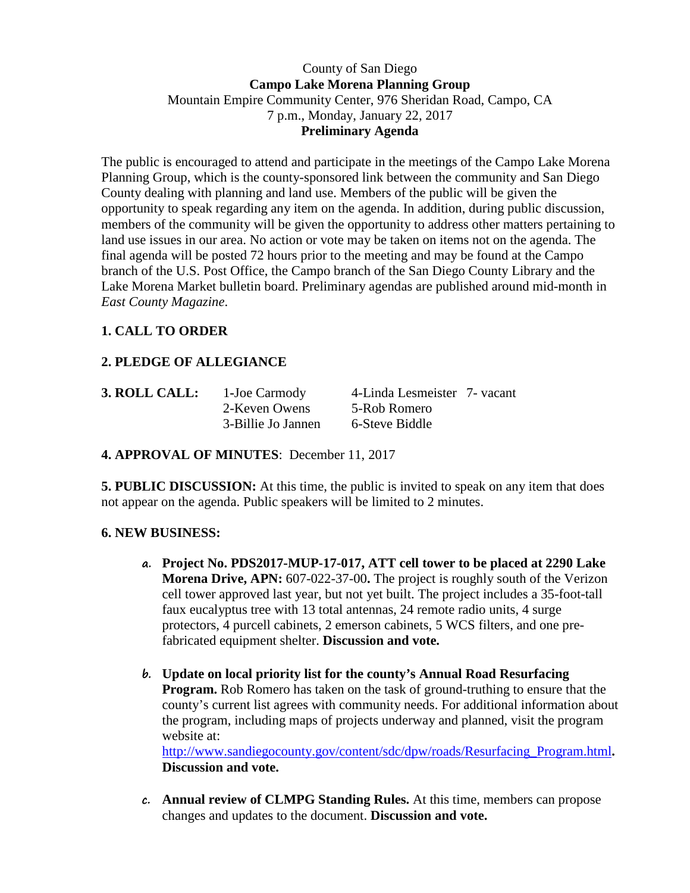County of San Diego

**Campo Lake Morena Planning Group**

Mountain Empire Community Center, 976 Sheridan Road, Campo, CA

7 p.m., Monday, January 22, 2017

**Preliminary Agenda**

The public is encouraged to attend and participate in the meetings of the Campo Lake Morena Planning Group, which is the county-sponsored link between the community and San Diego County dealing with planning and land use. Members of the public will be given the opportunity to speak regarding any item on the agenda. In addition, during public discussion, members of the community will be given the opportunity to address other matters pertaining to land use issues in our area. No action or vote may be taken on items not on the agenda. The final agenda will be posted 72 hours prior to the meeting and may be found at the Campo branch of the U.S. Post Office, the Campo branch of the San Diego County Library and the Lake Morena Market bulletin board. Preliminary agendas are published around mid-month in *East County Magazine*.

**1. CALL TO ORDER**

**2. PLEDGE OF ALLEGIANCE**

**3. ROLL CALL:**

| | | |
|---|---|---|
| 1-Joe Carmody | 4-Linda Lesmeister | 7- vacant |
| 2-Keven Owens | 5-Rob Romero | |
| 3-Billie Jo Jannen | 6-Steve Biddle | |

**4. APPROVAL OF MINUTES**: December 11, 2017

**5. PUBLIC DISCUSSION:** At this time, the public is invited to speak on any item that does not appear on the agenda. Public speakers will be limited to 2 minutes.

**6. NEW BUSINESS:**

a. **Project No. PDS2017-MUP-17-017, ATT cell tower to be placed at 2290 Lake Morena Drive, APN:** 607-022-37-00**.** The project is roughly south of the Verizon cell tower approved last year, but not yet built. The project includes a 35-foot-tall faux eucalyptus tree with 13 total antennas, 24 remote radio units, 4 surge protectors, 4 purcell cabinets, 2 emerson cabinets, 5 WCS filters, and one pre-fabricated equipment shelter. **Discussion and vote.**

b. **Update on local priority list for the county's Annual Road Resurfacing Program.** Rob Romero has taken on the task of ground-truthing to ensure that the county's current list agrees with community needs. For additional information about the program, including maps of projects underway and planned, visit the program website at: http://www.sandiegocounty.gov/content/sdc/dpw/roads/Resurfacing_Program.html**. Discussion and vote.**

c. **Annual review of CLMPG Standing Rules.** At this time, members can propose changes and updates to the document. **Discussion and vote.**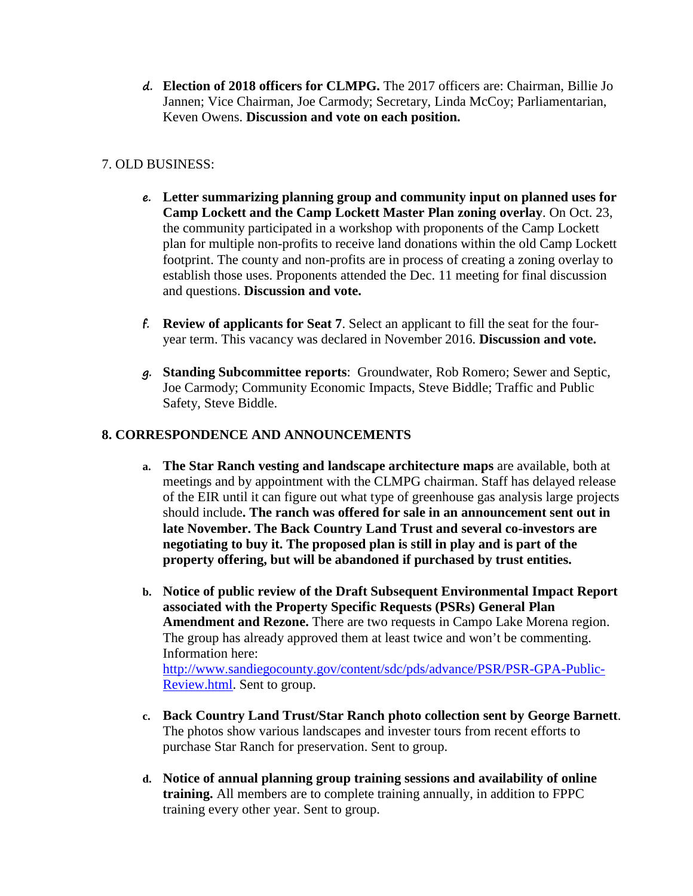d. **Election of 2018 officers for CLMPG.** The 2017 officers are: Chairman, Billie Jo Jannen; Vice Chairman, Joe Carmody; Secretary, Linda McCoy; Parliamentarian, Keven Owens. **Discussion and vote on each position.**

7. OLD BUSINESS:

e. **Letter summarizing planning group and community input on planned uses for Camp Lockett and the Camp Lockett Master Plan zoning overlay**. On Oct. 23, the community participated in a workshop with proponents of the Camp Lockett plan for multiple non-profits to receive land donations within the old Camp Lockett footprint. The county and non-profits are in process of creating a zoning overlay to establish those uses. Proponents attended the Dec. 11 meeting for final discussion and questions. **Discussion and vote.**

f. **Review of applicants for Seat 7**. Select an applicant to fill the seat for the four-year term. This vacancy was declared in November 2016. **Discussion and vote.**

g. **Standing Subcommittee reports**: Groundwater, Rob Romero; Sewer and Septic, Joe Carmody; Community Economic Impacts, Steve Biddle; Traffic and Public Safety, Steve Biddle.

**8. CORRESPONDENCE AND ANNOUNCEMENTS**

a. **The Star Ranch vesting and landscape architecture maps** are available, both at meetings and by appointment with the CLMPG chairman. Staff has delayed release of the EIR until it can figure out what type of greenhouse gas analysis large projects should include**. The ranch was offered for sale in an announcement sent out in late November. The Back Country Land Trust and several co-investors are negotiating to buy it. The proposed plan is still in play and is part of the property offering, but will be abandoned if purchased by trust entities.**

b. **Notice of public review of the Draft Subsequent Environmental Impact Report associated with the Property Specific Requests (PSRs) General Plan Amendment and Rezone.** There are two requests in Campo Lake Morena region. The group has already approved them at least twice and won't be commenting. Information here: [http://www.sandiegocounty.gov/content/sdc/pds/advance/PSR/PSR-GPA-Public-Review.html](http://www.sandiegocounty.gov/content/sdc/pds/advance/PSR/PSR-GPA-Public-Review.html). Sent to group.

c. **Back Country Land Trust/Star Ranch photo collection sent by George Barnett**. The photos show various landscapes and invester tours from recent efforts to purchase Star Ranch for preservation. Sent to group.

d. **Notice of annual planning group training sessions and availability of online training.** All members are to complete training annually, in addition to FPPC training every other year. Sent to group.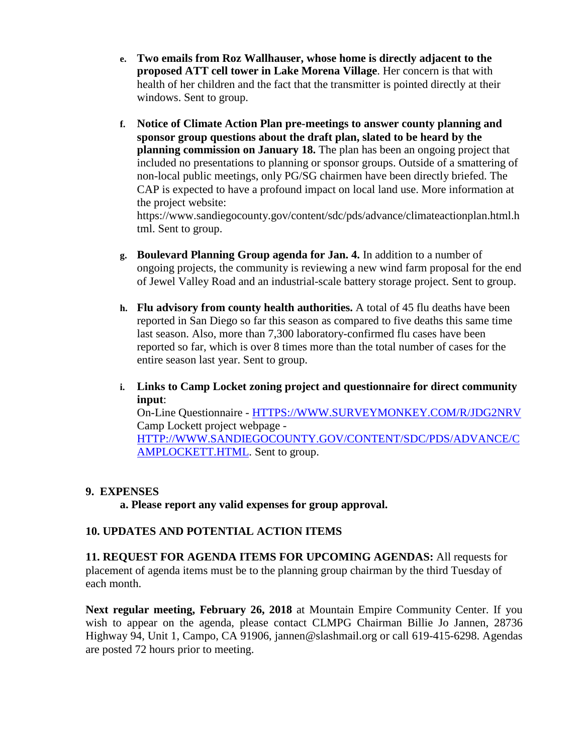- e. **Two emails from Roz Wallhauser, whose home is directly adjacent to the proposed ATT cell tower in Lake Morena Village**. Her concern is that with health of her children and the fact that the transmitter is pointed directly at their windows. Sent to group.

- f. **Notice of Climate Action Plan pre-meetings to answer county planning and sponsor group questions about the draft plan, slated to be heard by the planning commission on January 18.** The plan has been an ongoing project that included no presentations to planning or sponsor groups. Outside of a smattering of non-local public meetings, only PG/SG chairmen have been directly briefed. The CAP is expected to have a profound impact on local land use. More information at the project website: https://www.sandiegocounty.gov/content/sdc/pds/advance/climateactionplan.html.html. Sent to group.

- g. **Boulevard Planning Group agenda for Jan. 4.** In addition to a number of ongoing projects, the community is reviewing a new wind farm proposal for the end of Jewel Valley Road and an industrial-scale battery storage project. Sent to group.

- h. **Flu advisory from county health authorities.** A total of 45 flu deaths have been reported in San Diego so far this season as compared to five deaths this same time last season. Also, more than 7,300 laboratory-confirmed flu cases have been reported so far, which is over 8 times more than the total number of cases for the entire season last year. Sent to group.

- i. **Links to Camp Locket zoning project and questionnaire for direct community input**:
  On-Line Questionnaire - [HTTPS://WWW.SURVEYMONKEY.COM/R/JDG2NRV](HTTPS://WWW.SURVEYMONKEY.COM/R/JDG2NRV)
  Camp Lockett project webpage - [HTTP://WWW.SANDIEGOCOUNTY.GOV/CONTENT/SDC/PDS/ADVANCE/CAMPLOCKETT.HTML](HTTP://WWW.SANDIEGOCOUNTY.GOV/CONTENT/SDC/PDS/ADVANCE/CAMPLOCKETT.HTML). Sent to group.

**9. EXPENSES**

**a. Please report any valid expenses for group approval.**

**10. UPDATES AND POTENTIAL ACTION ITEMS**

**11. REQUEST FOR AGENDA ITEMS FOR UPCOMING AGENDAS:** All requests for placement of agenda items must be to the planning group chairman by the third Tuesday of each month.

**Next regular meeting, February 26, 2018** at Mountain Empire Community Center. If you wish to appear on the agenda, please contact CLMPG Chairman Billie Jo Jannen, 28736 Highway 94, Unit 1, Campo, CA 91906, jannen@slashmail.org or call 619-415-6298. Agendas are posted 72 hours prior to meeting.